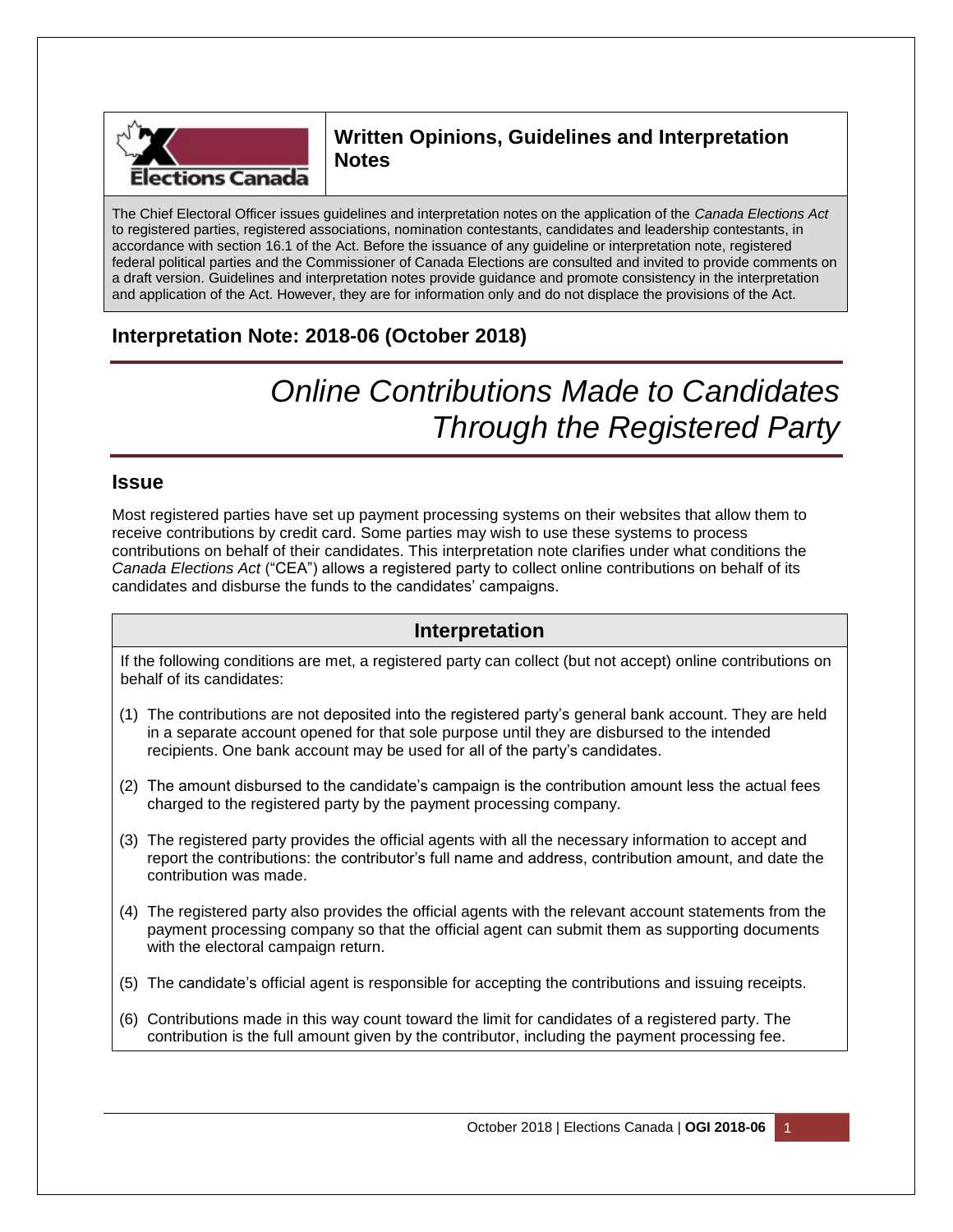# Written Opinions, Guidelines and Interpretation Notes

The Chief Electoral Officer issues guidelines and interpretation notes on the application of the *Canada Elections Act* to registered parties, registered associations, nomination contestants, candidates and leadership contestants, in accordance with section 16.1 of the Act. Before the issuance of any guideline or interpretation note, registered federal political parties and the Commissioner of Canada Elections are consulted and invited to provide comments on a draft version. Guidelines and interpretation notes provide guidance and promote consistency in the interpretation and application of the Act. However, they are for information only and do not displace the provisions of the Act.

## Interpretation Note: 2018-06 (October 2018)

# *Online Contributions Made to Candidates Through the Registered Party*

## Issue

Most registered parties have set up payment processing systems on their websites that allow them to receive contributions by credit card. Some parties may wish to use these systems to process contributions on behalf of their candidates. This interpretation note clarifies under what conditions the *Canada Elections Act* ("CEA") allows a registered party to collect online contributions on behalf of its candidates and disburse the funds to the candidates' campaigns.

## Interpretation

If the following conditions are met, a registered party can collect (but not accept) online contributions on behalf of its candidates:

(1) The contributions are not deposited into the registered party's general bank account. They are held in a separate account opened for that sole purpose until they are disbursed to the intended recipients. One bank account may be used for all of the party's candidates.

(2) The amount disbursed to the candidate's campaign is the contribution amount less the actual fees charged to the registered party by the payment processing company.

(3) The registered party provides the official agents with all the necessary information to accept and report the contributions: the contributor's full name and address, contribution amount, and date the contribution was made.

(4) The registered party also provides the official agents with the relevant account statements from the payment processing company so that the official agent can submit them as supporting documents with the electoral campaign return.

(5) The candidate's official agent is responsible for accepting the contributions and issuing receipts.

(6) Contributions made in this way count toward the limit for candidates of a registered party. The contribution is the full amount given by the contributor, including the payment processing fee.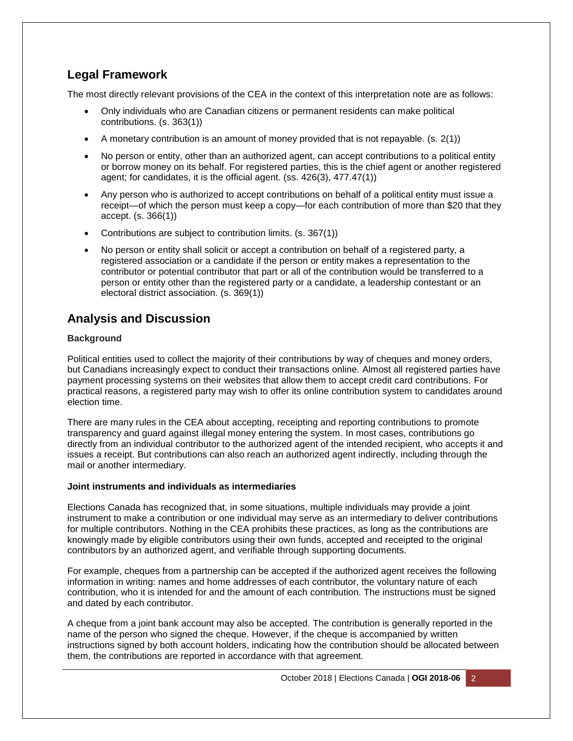## Legal Framework

The most directly relevant provisions of the CEA in the context of this interpretation note are as follows:

- Only individuals who are Canadian citizens or permanent residents can make political contributions. (s. 363(1))
- A monetary contribution is an amount of money provided that is not repayable. (s. 2(1))
- No person or entity, other than an authorized agent, can accept contributions to a political entity or borrow money on its behalf. For registered parties, this is the chief agent or another registered agent; for candidates, it is the official agent. (ss. 426(3), 477.47(1))
- Any person who is authorized to accept contributions on behalf of a political entity must issue a receipt—of which the person must keep a copy—for each contribution of more than $20 that they accept. (s. 366(1))
- Contributions are subject to contribution limits. (s. 367(1))
- No person or entity shall solicit or accept a contribution on behalf of a registered party, a registered association or a candidate if the person or entity makes a representation to the contributor or potential contributor that part or all of the contribution would be transferred to a person or entity other than the registered party or a candidate, a leadership contestant or an electoral district association. (s. 369(1))

## Analysis and Discussion

### Background

Political entities used to collect the majority of their contributions by way of cheques and money orders, but Canadians increasingly expect to conduct their transactions online. Almost all registered parties have payment processing systems on their websites that allow them to accept credit card contributions. For practical reasons, a registered party may wish to offer its online contribution system to candidates around election time.

There are many rules in the CEA about accepting, receipting and reporting contributions to promote transparency and guard against illegal money entering the system. In most cases, contributions go directly from an individual contributor to the authorized agent of the intended recipient, who accepts it and issues a receipt. But contributions can also reach an authorized agent indirectly, including through the mail or another intermediary.

### Joint instruments and individuals as intermediaries

Elections Canada has recognized that, in some situations, multiple individuals may provide a joint instrument to make a contribution or one individual may serve as an intermediary to deliver contributions for multiple contributors. Nothing in the CEA prohibits these practices, as long as the contributions are knowingly made by eligible contributors using their own funds, accepted and receipted to the original contributors by an authorized agent, and verifiable through supporting documents.

For example, cheques from a partnership can be accepted if the authorized agent receives the following information in writing: names and home addresses of each contributor, the voluntary nature of each contribution, who it is intended for and the amount of each contribution. The instructions must be signed and dated by each contributor.

A cheque from a joint bank account may also be accepted. The contribution is generally reported in the name of the person who signed the cheque. However, if the cheque is accompanied by written instructions signed by both account holders, indicating how the contribution should be allocated between them, the contributions are reported in accordance with that agreement.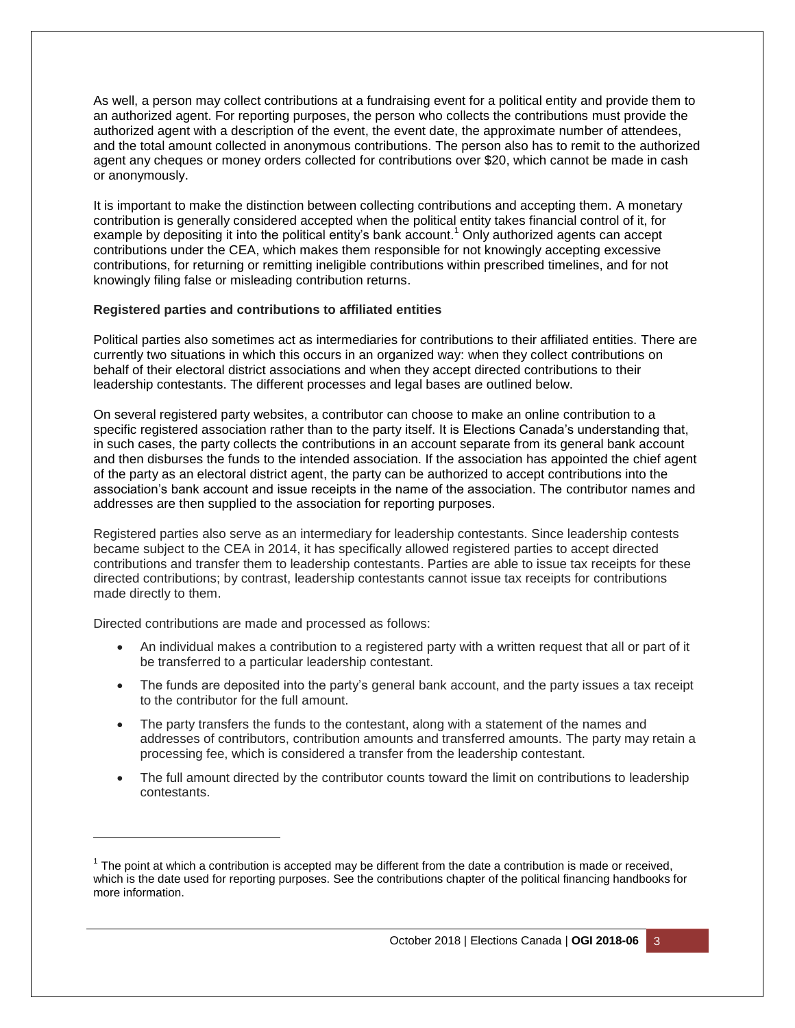As well, a person may collect contributions at a fundraising event for a political entity and provide them to an authorized agent. For reporting purposes, the person who collects the contributions must provide the authorized agent with a description of the event, the event date, the approximate number of attendees, and the total amount collected in anonymous contributions. The person also has to remit to the authorized agent any cheques or money orders collected for contributions over $20, which cannot be made in cash or anonymously.

It is important to make the distinction between collecting contributions and accepting them. A monetary contribution is generally considered accepted when the political entity takes financial control of it, for example by depositing it into the political entity's bank account.[1] Only authorized agents can accept contributions under the CEA, which makes them responsible for not knowingly accepting excessive contributions, for returning or remitting ineligible contributions within prescribed timelines, and for not knowingly filing false or misleading contribution returns.

**Registered parties and contributions to affiliated entities**

Political parties also sometimes act as intermediaries for contributions to their affiliated entities. There are currently two situations in which this occurs in an organized way: when they collect contributions on behalf of their electoral district associations and when they accept directed contributions to their leadership contestants. The different processes and legal bases are outlined below.

On several registered party websites, a contributor can choose to make an online contribution to a specific registered association rather than to the party itself. It is Elections Canada's understanding that, in such cases, the party collects the contributions in an account separate from its general bank account and then disburses the funds to the intended association. If the association has appointed the chief agent of the party as an electoral district agent, the party can be authorized to accept contributions into the association's bank account and issue receipts in the name of the association. The contributor names and addresses are then supplied to the association for reporting purposes.

Registered parties also serve as an intermediary for leadership contestants. Since leadership contests became subject to the CEA in 2014, it has specifically allowed registered parties to accept directed contributions and transfer them to leadership contestants. Parties are able to issue tax receipts for these directed contributions; by contrast, leadership contestants cannot issue tax receipts for contributions made directly to them.

Directed contributions are made and processed as follows:

- An individual makes a contribution to a registered party with a written request that all or part of it be transferred to a particular leadership contestant.
- The funds are deposited into the party's general bank account, and the party issues a tax receipt to the contributor for the full amount.
- The party transfers the funds to the contestant, along with a statement of the names and addresses of contributors, contribution amounts and transferred amounts. The party may retain a processing fee, which is considered a transfer from the leadership contestant.
- The full amount directed by the contributor counts toward the limit on contributions to leadership contestants.

---

[1] The point at which a contribution is accepted may be different from the date a contribution is made or received, which is the date used for reporting purposes. See the contributions chapter of the political financing handbooks for more information.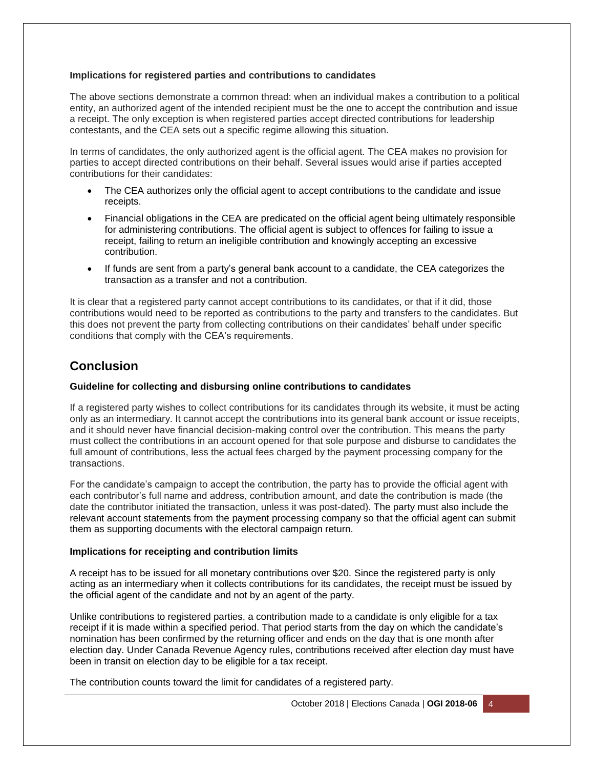**Implications for registered parties and contributions to candidates**

The above sections demonstrate a common thread: when an individual makes a contribution to a political entity, an authorized agent of the intended recipient must be the one to accept the contribution and issue a receipt. The only exception is when registered parties accept directed contributions for leadership contestants, and the CEA sets out a specific regime allowing this situation.

In terms of candidates, the only authorized agent is the official agent. The CEA makes no provision for parties to accept directed contributions on their behalf. Several issues would arise if parties accepted contributions for their candidates:

- The CEA authorizes only the official agent to accept contributions to the candidate and issue receipts.
- Financial obligations in the CEA are predicated on the official agent being ultimately responsible for administering contributions. The official agent is subject to offences for failing to issue a receipt, failing to return an ineligible contribution and knowingly accepting an excessive contribution.
- If funds are sent from a party's general bank account to a candidate, the CEA categorizes the transaction as a transfer and not a contribution.

It is clear that a registered party cannot accept contributions to its candidates, or that if it did, those contributions would need to be reported as contributions to the party and transfers to the candidates. But this does not prevent the party from collecting contributions on their candidates' behalf under specific conditions that comply with the CEA's requirements.

## Conclusion

**Guideline for collecting and disbursing online contributions to candidates**

If a registered party wishes to collect contributions for its candidates through its website, it must be acting only as an intermediary. It cannot accept the contributions into its general bank account or issue receipts, and it should never have financial decision-making control over the contribution. This means the party must collect the contributions in an account opened for that sole purpose and disburse to candidates the full amount of contributions, less the actual fees charged by the payment processing company for the transactions.

For the candidate's campaign to accept the contribution, the party has to provide the official agent with each contributor's full name and address, contribution amount, and date the contribution is made (the date the contributor initiated the transaction, unless it was post-dated). The party must also include the relevant account statements from the payment processing company so that the official agent can submit them as supporting documents with the electoral campaign return.

**Implications for receipting and contribution limits**

A receipt has to be issued for all monetary contributions over $20. Since the registered party is only acting as an intermediary when it collects contributions for its candidates, the receipt must be issued by the official agent of the candidate and not by an agent of the party.

Unlike contributions to registered parties, a contribution made to a candidate is only eligible for a tax receipt if it is made within a specified period. That period starts from the day on which the candidate's nomination has been confirmed by the returning officer and ends on the day that is one month after election day. Under Canada Revenue Agency rules, contributions received after election day must have been in transit on election day to be eligible for a tax receipt.

The contribution counts toward the limit for candidates of a registered party.